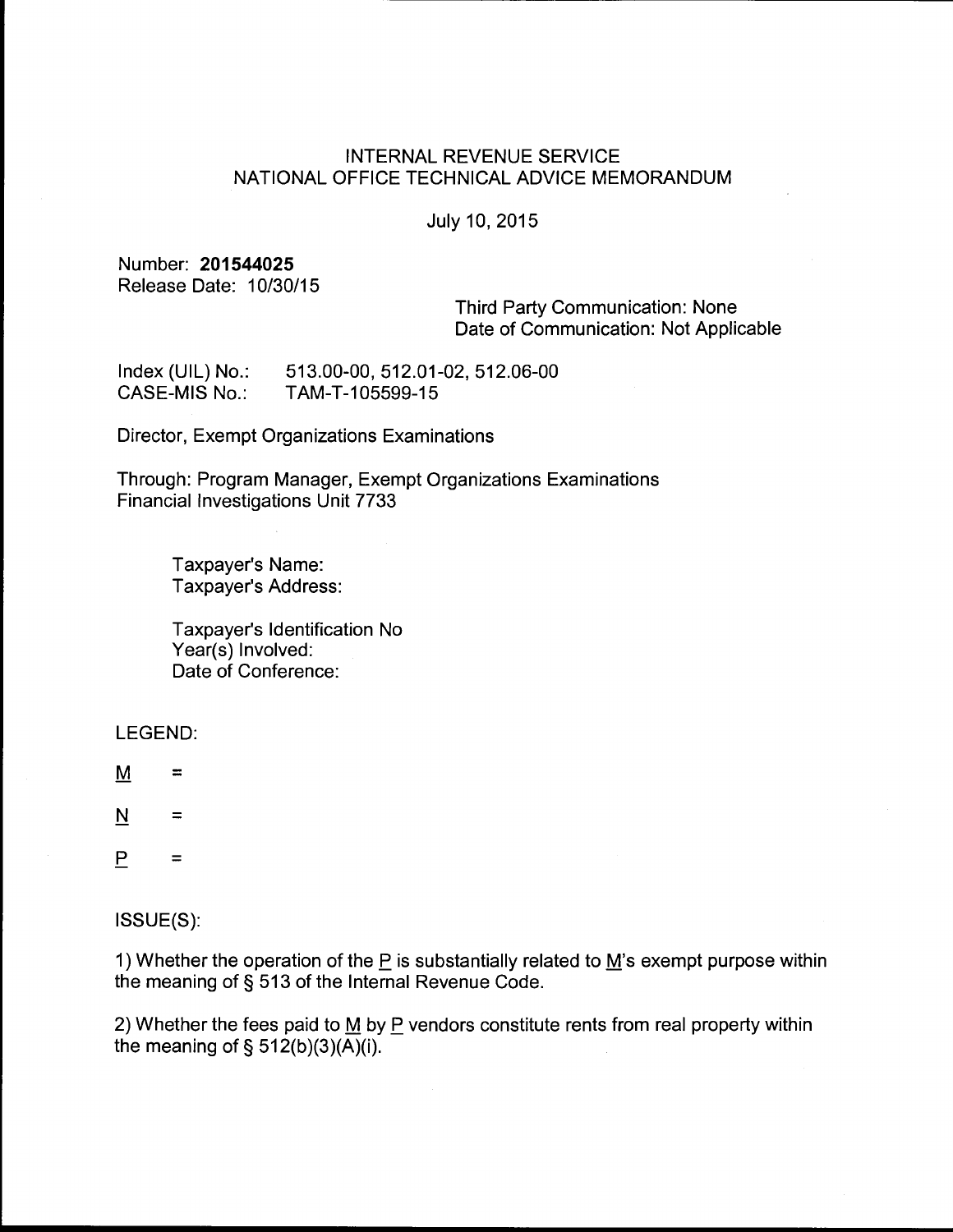# INTERNAL REVENUE SERVICE
## NATIONAL OFFICE TECHNICAL ADVICE MEMORANDUM

July 10, 2015

Number: **201544025**
Release Date: 10/30/15

Third Party Communication: None
Date of Communication: Not Applicable

Index (UIL) No.: 513.00-00, 512.01-02, 512.06-00
CASE-MIS No.: TAM-T-105599-15

Director, Exempt Organizations Examinations

Through: Program Manager, Exempt Organizations Examinations
Financial Investigations Unit 7733

Taxpayer's Name:
Taxpayer's Address:

Taxpayer's Identification No
Year(s) Involved:
Date of Conference:

LEGEND:

M =

N =

P =

ISSUE(S):

1) Whether the operation of the P is substantially related to M's exempt purpose within the meaning of § 513 of the Internal Revenue Code.

2) Whether the fees paid to M by P vendors constitute rents from real property within the meaning of § 512(b)(3)(A)(i).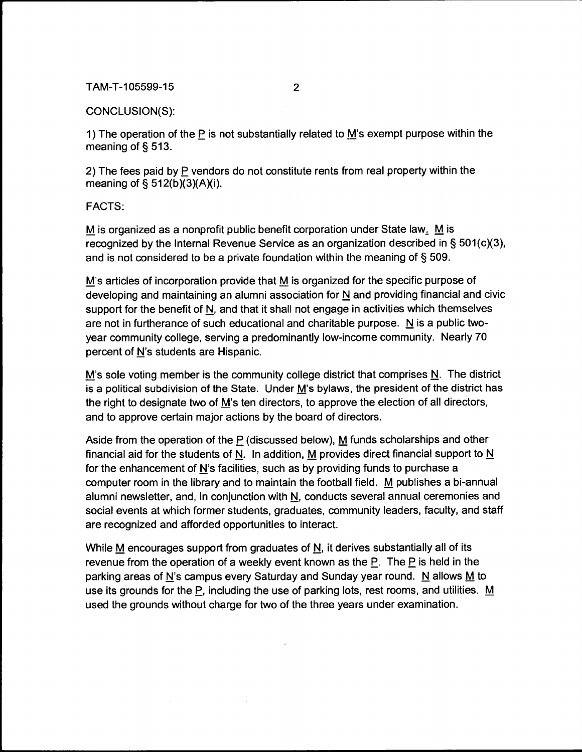CONCLUSION(S):

1) The operation of the P is not substantially related to M's exempt purpose within the meaning of § 513.

2) The fees paid by P vendors do not constitute rents from real property within the meaning of § 512(b)(3)(A)(i).

FACTS:

M is organized as a nonprofit public benefit corporation under State law. M is recognized by the Internal Revenue Service as an organization described in § 501(c)(3), and is not considered to be a private foundation within the meaning of § 509.

M's articles of incorporation provide that M is organized for the specific purpose of developing and maintaining an alumni association for N and providing financial and civic support for the benefit of N, and that it shall not engage in activities which themselves are not in furtherance of such educational and charitable purpose. N is a public two-year community college, serving a predominantly low-income community. Nearly 70 percent of N's students are Hispanic.

M's sole voting member is the community college district that comprises N. The district is a political subdivision of the State. Under M's bylaws, the president of the district has the right to designate two of M's ten directors, to approve the election of all directors, and to approve certain major actions by the board of directors.

Aside from the operation of the P (discussed below), M funds scholarships and other financial aid for the students of N. In addition, M provides direct financial support to N for the enhancement of N's facilities, such as by providing funds to purchase a computer room in the library and to maintain the football field. M publishes a bi-annual alumni newsletter, and, in conjunction with N, conducts several annual ceremonies and social events at which former students, graduates, community leaders, faculty, and staff are recognized and afforded opportunities to interact.

While M encourages support from graduates of N, it derives substantially all of its revenue from the operation of a weekly event known as the P. The P is held in the parking areas of N's campus every Saturday and Sunday year round. N allows M to use its grounds for the P, including the use of parking lots, rest rooms, and utilities. M used the grounds without charge for two of the three years under examination.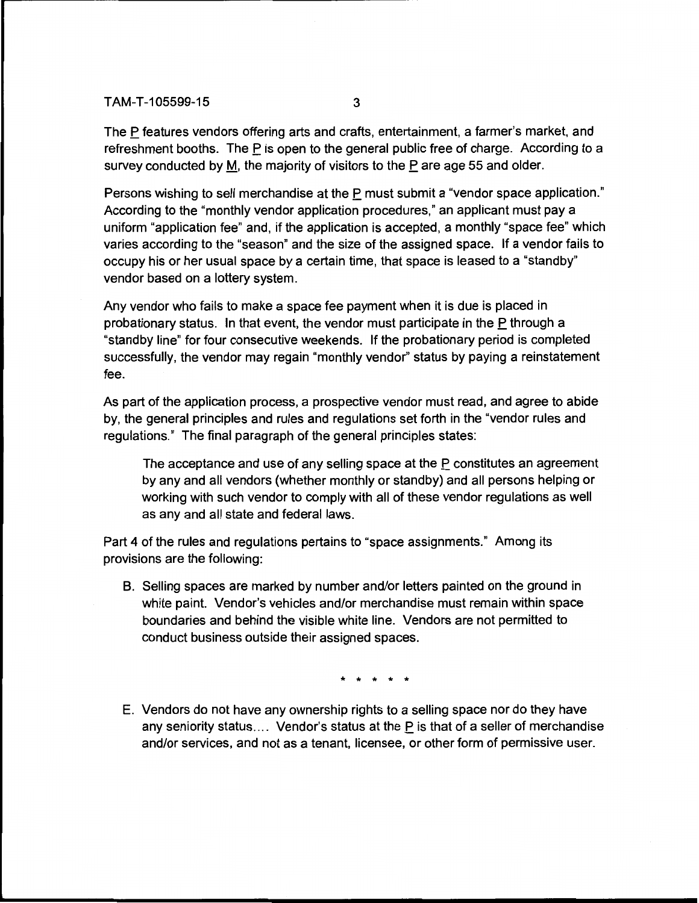The P features vendors offering arts and crafts, entertainment, a farmer's market, and refreshment booths. The P is open to the general public free of charge. According to a survey conducted by M, the majority of visitors to the P are age 55 and older.

Persons wishing to sell merchandise at the P must submit a "vendor space application." According to the "monthly vendor application procedures," an applicant must pay a uniform "application fee" and, if the application is accepted, a monthly "space fee" which varies according to the "season" and the size of the assigned space. If a vendor fails to occupy his or her usual space by a certain time, that space is leased to a "standby" vendor based on a lottery system.

Any vendor who fails to make a space fee payment when it is due is placed in probationary status. In that event, the vendor must participate in the P through a "standby line" for four consecutive weekends. If the probationary period is completed successfully, the vendor may regain "monthly vendor" status by paying a reinstatement fee.

As part of the application process, a prospective vendor must read, and agree to abide by, the general principles and rules and regulations set forth in the "vendor rules and regulations." The final paragraph of the general principles states:

> The acceptance and use of any selling space at the P constitutes an agreement by any and all vendors (whether monthly or standby) and all persons helping or working with such vendor to comply with all of these vendor regulations as well as any and all state and federal laws.

Part 4 of the rules and regulations pertains to "space assignments." Among its provisions are the following:

> B. Selling spaces are marked by number and/or letters painted on the ground in white paint. Vendor's vehicles and/or merchandise must remain within space boundaries and behind the visible white line. Vendors are not permitted to conduct business outside their assigned spaces.
>
> \* \* \* \* \*
>
> E. Vendors do not have any ownership rights to a selling space nor do they have any seniority status.... Vendor's status at the P is that of a seller of merchandise and/or services, and not as a tenant, licensee, or other form of permissive user.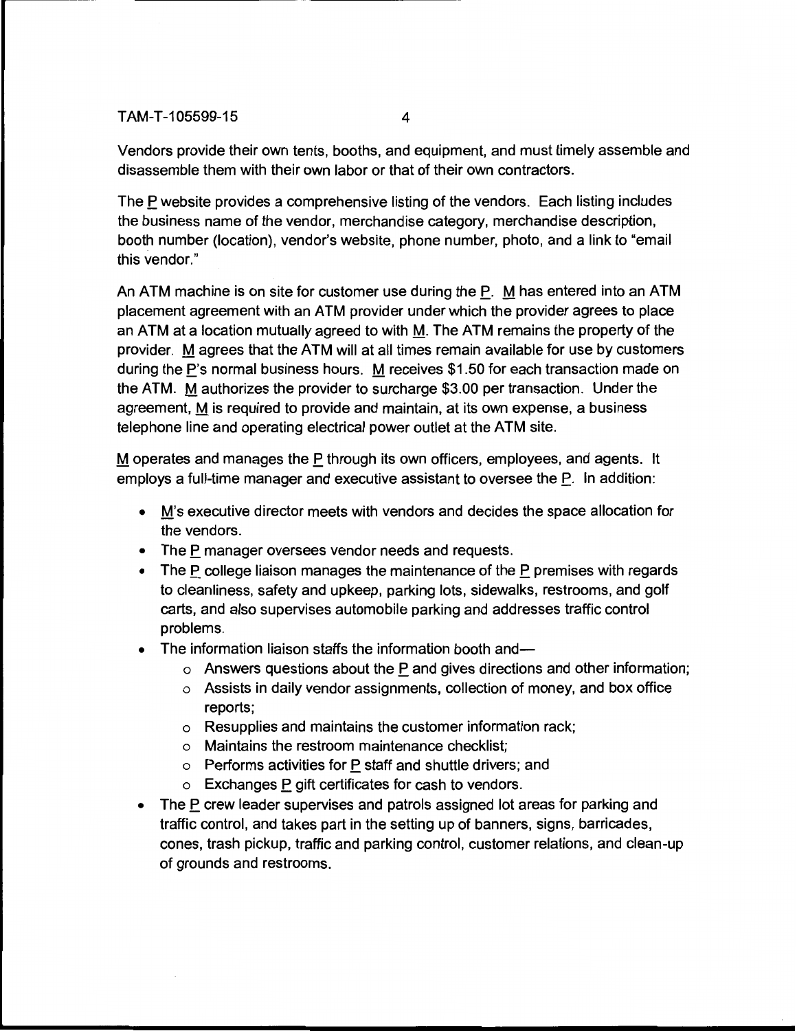Vendors provide their own tents, booths, and equipment, and must timely assemble and disassemble them with their own labor or that of their own contractors.

The P website provides a comprehensive listing of the vendors. Each listing includes the business name of the vendor, merchandise category, merchandise description, booth number (location), vendor's website, phone number, photo, and a link to "email this vendor."

An ATM machine is on site for customer use during the P. M has entered into an ATM placement agreement with an ATM provider under which the provider agrees to place an ATM at a location mutually agreed to with M. The ATM remains the property of the provider. M agrees that the ATM will at all times remain available for use by customers during the P's normal business hours. M receives $1.50 for each transaction made on the ATM. M authorizes the provider to surcharge $3.00 per transaction. Under the agreement, M is required to provide and maintain, at its own expense, a business telephone line and operating electrical power outlet at the ATM site.

M operates and manages the P through its own officers, employees, and agents. It employs a full-time manager and executive assistant to oversee the P. In addition:

- M's executive director meets with vendors and decides the space allocation for the vendors.
- The P manager oversees vendor needs and requests.
- The P college liaison manages the maintenance of the P premises with regards to cleanliness, safety and upkeep, parking lots, sidewalks, restrooms, and golf carts, and also supervises automobile parking and addresses traffic control problems.
- The information liaison staffs the information booth and—
  - Answers questions about the P and gives directions and other information;
  - Assists in daily vendor assignments, collection of money, and box office reports;
  - Resupplies and maintains the customer information rack;
  - Maintains the restroom maintenance checklist;
  - Performs activities for P staff and shuttle drivers; and
  - Exchanges P gift certificates for cash to vendors.
- The P crew leader supervises and patrols assigned lot areas for parking and traffic control, and takes part in the setting up of banners, signs, barricades, cones, trash pickup, traffic and parking control, customer relations, and clean-up of grounds and restrooms.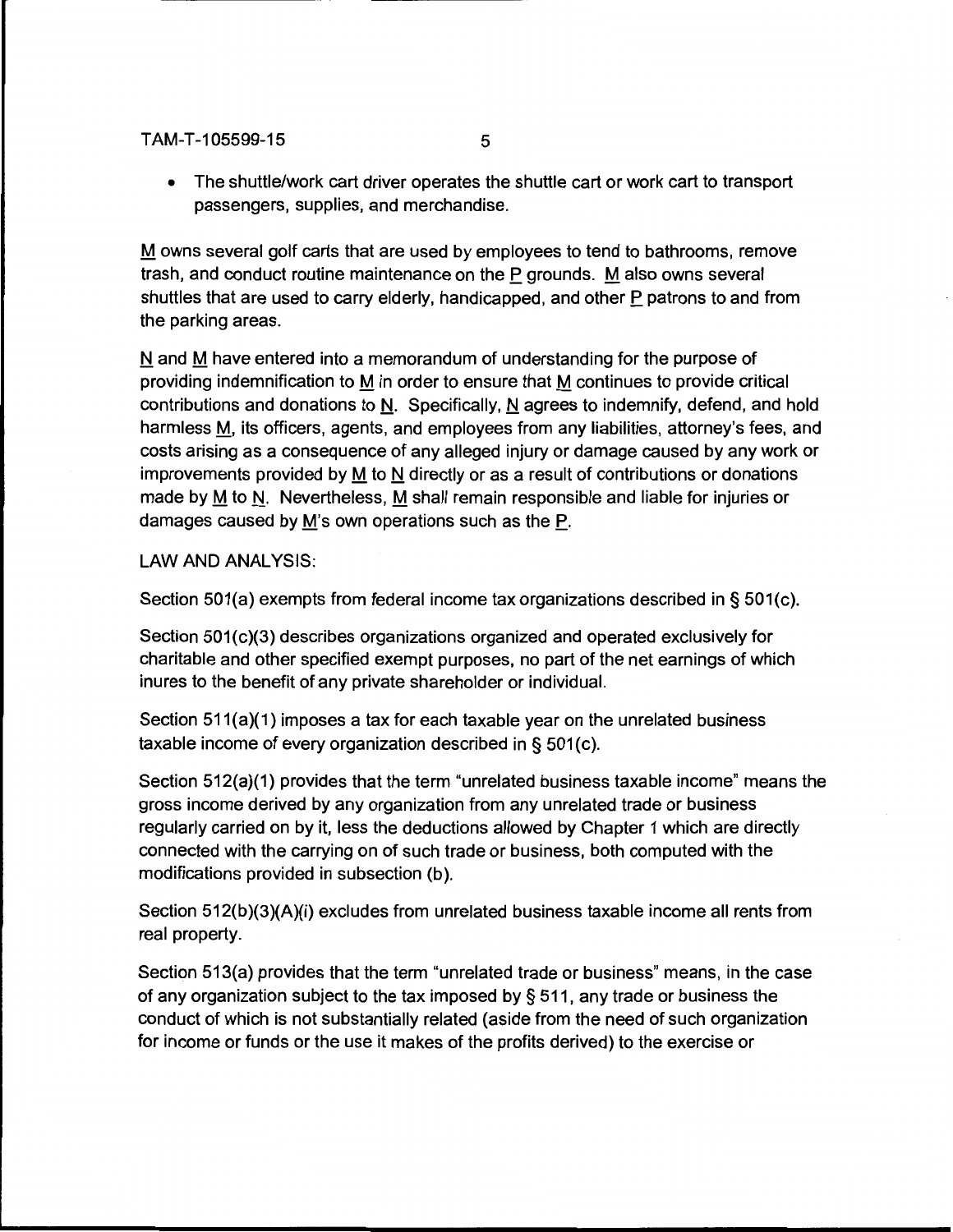- The shuttle/work cart driver operates the shuttle cart or work cart to transport passengers, supplies, and merchandise.

M owns several golf carts that are used by employees to tend to bathrooms, remove trash, and conduct routine maintenance on the P grounds. M also owns several shuttles that are used to carry elderly, handicapped, and other P patrons to and from the parking areas.

N and M have entered into a memorandum of understanding for the purpose of providing indemnification to M in order to ensure that M continues to provide critical contributions and donations to N. Specifically, N agrees to indemnify, defend, and hold harmless M, its officers, agents, and employees from any liabilities, attorney's fees, and costs arising as a consequence of any alleged injury or damage caused by any work or improvements provided by M to N directly or as a result of contributions or donations made by M to N. Nevertheless, M shall remain responsible and liable for injuries or damages caused by M's own operations such as the P.

LAW AND ANALYSIS:

Section 501(a) exempts from federal income tax organizations described in § 501(c).

Section 501(c)(3) describes organizations organized and operated exclusively for charitable and other specified exempt purposes, no part of the net earnings of which inures to the benefit of any private shareholder or individual.

Section 511(a)(1) imposes a tax for each taxable year on the unrelated business taxable income of every organization described in § 501(c).

Section 512(a)(1) provides that the term "unrelated business taxable income" means the gross income derived by any organization from any unrelated trade or business regularly carried on by it, less the deductions allowed by Chapter 1 which are directly connected with the carrying on of such trade or business, both computed with the modifications provided in subsection (b).

Section 512(b)(3)(A)(i) excludes from unrelated business taxable income all rents from real property.

Section 513(a) provides that the term "unrelated trade or business" means, in the case of any organization subject to the tax imposed by § 511, any trade or business the conduct of which is not substantially related (aside from the need of such organization for income or funds or the use it makes of the profits derived) to the exercise or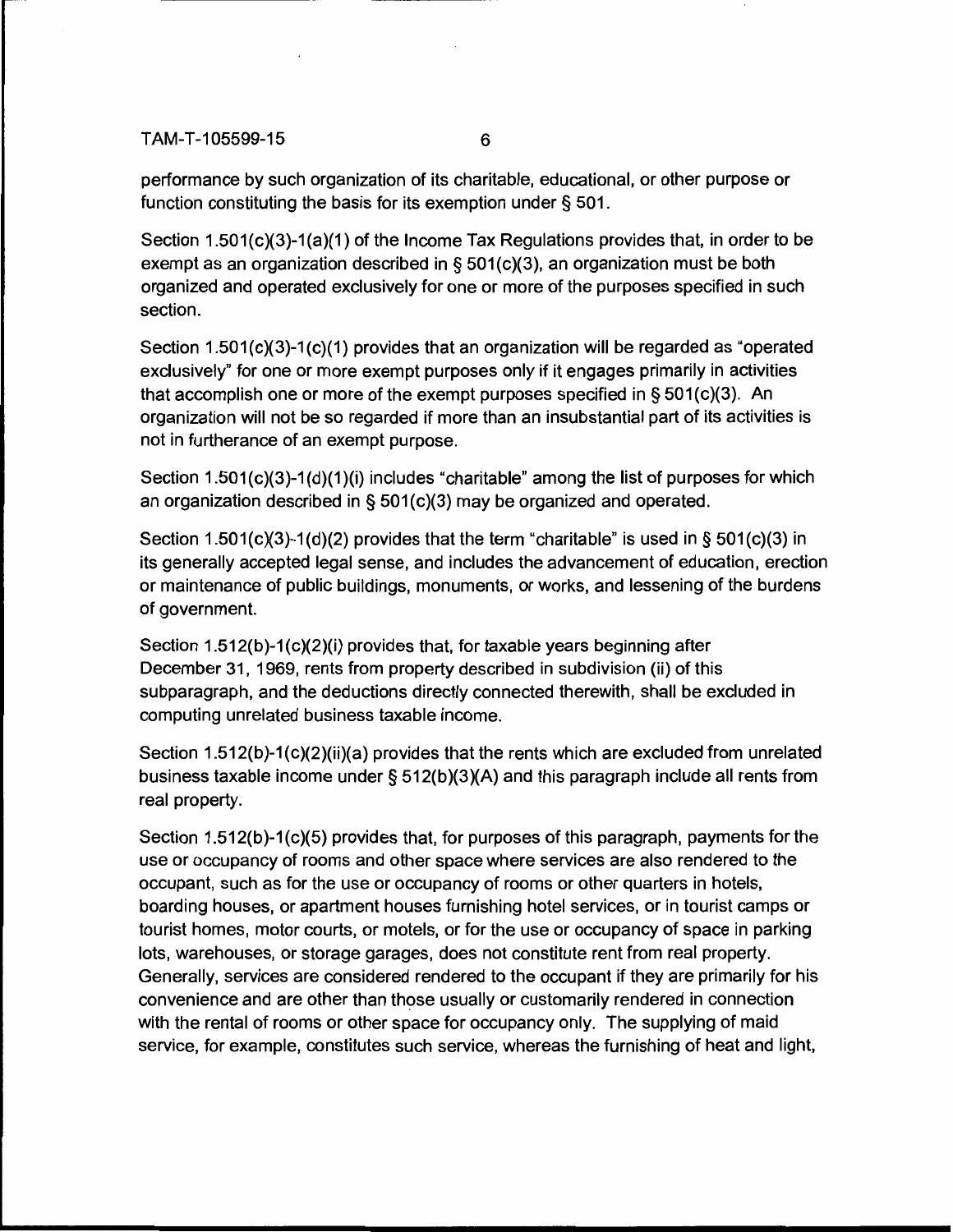performance by such organization of its charitable, educational, or other purpose or function constituting the basis for its exemption under § 501.

Section 1.501(c)(3)-1(a)(1) of the Income Tax Regulations provides that, in order to be exempt as an organization described in § 501(c)(3), an organization must be both organized and operated exclusively for one or more of the purposes specified in such section.

Section 1.501(c)(3)-1(c)(1) provides that an organization will be regarded as "operated exclusively" for one or more exempt purposes only if it engages primarily in activities that accomplish one or more of the exempt purposes specified in § 501(c)(3). An organization will not be so regarded if more than an insubstantial part of its activities is not in furtherance of an exempt purpose.

Section 1.501(c)(3)-1(d)(1)(i) includes "charitable" among the list of purposes for which an organization described in § 501(c)(3) may be organized and operated.

Section 1.501(c)(3)-1(d)(2) provides that the term "charitable" is used in § 501(c)(3) in its generally accepted legal sense, and includes the advancement of education, erection or maintenance of public buildings, monuments, or works, and lessening of the burdens of government.

Section 1.512(b)-1(c)(2)(i) provides that, for taxable years beginning after December 31, 1969, rents from property described in subdivision (ii) of this subparagraph, and the deductions directly connected therewith, shall be excluded in computing unrelated business taxable income.

Section 1.512(b)-1(c)(2)(ii)(a) provides that the rents which are excluded from unrelated business taxable income under § 512(b)(3)(A) and this paragraph include all rents from real property.

Section 1.512(b)-1(c)(5) provides that, for purposes of this paragraph, payments for the use or occupancy of rooms and other space where services are also rendered to the occupant, such as for the use or occupancy of rooms or other quarters in hotels, boarding houses, or apartment houses furnishing hotel services, or in tourist camps or tourist homes, motor courts, or motels, or for the use or occupancy of space in parking lots, warehouses, or storage garages, does not constitute rent from real property. Generally, services are considered rendered to the occupant if they are primarily for his convenience and are other than those usually or customarily rendered in connection with the rental of rooms or other space for occupancy only. The supplying of maid service, for example, constitutes such service, whereas the furnishing of heat and light,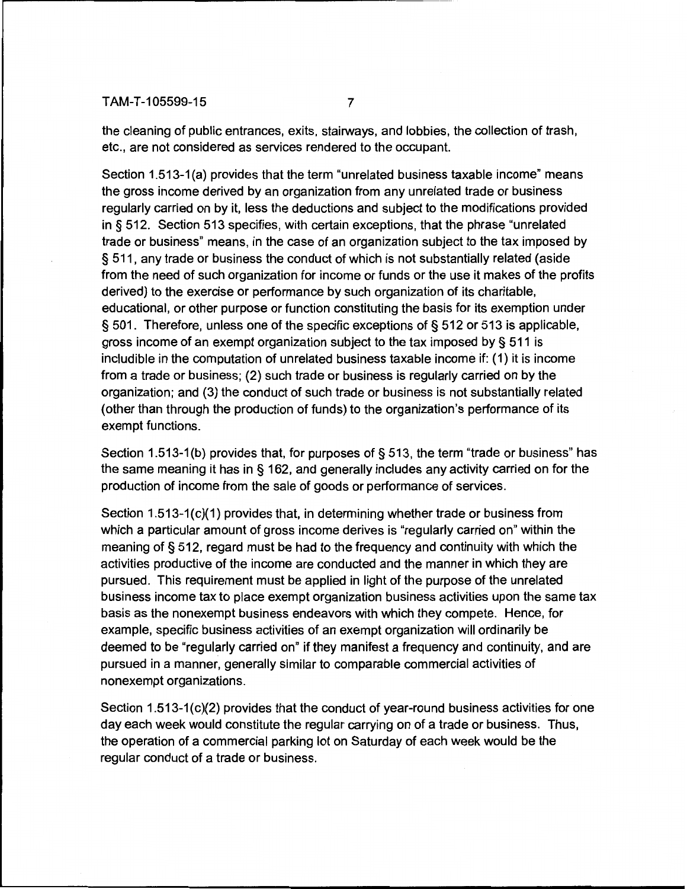the cleaning of public entrances, exits, stairways, and lobbies, the collection of trash, etc., are not considered as services rendered to the occupant.

Section 1.513-1(a) provides that the term "unrelated business taxable income" means the gross income derived by an organization from any unrelated trade or business regularly carried on by it, less the deductions and subject to the modifications provided in § 512. Section 513 specifies, with certain exceptions, that the phrase "unrelated trade or business" means, in the case of an organization subject to the tax imposed by § 511, any trade or business the conduct of which is not substantially related (aside from the need of such organization for income or funds or the use it makes of the profits derived) to the exercise or performance by such organization of its charitable, educational, or other purpose or function constituting the basis for its exemption under § 501. Therefore, unless one of the specific exceptions of § 512 or 513 is applicable, gross income of an exempt organization subject to the tax imposed by § 511 is includible in the computation of unrelated business taxable income if: (1) it is income from a trade or business; (2) such trade or business is regularly carried on by the organization; and (3) the conduct of such trade or business is not substantially related (other than through the production of funds) to the organization's performance of its exempt functions.

Section 1.513-1(b) provides that, for purposes of § 513, the term "trade or business" has the same meaning it has in § 162, and generally includes any activity carried on for the production of income from the sale of goods or performance of services.

Section 1.513-1(c)(1) provides that, in determining whether trade or business from which a particular amount of gross income derives is "regularly carried on" within the meaning of § 512, regard must be had to the frequency and continuity with which the activities productive of the income are conducted and the manner in which they are pursued. This requirement must be applied in light of the purpose of the unrelated business income tax to place exempt organization business activities upon the same tax basis as the nonexempt business endeavors with which they compete. Hence, for example, specific business activities of an exempt organization will ordinarily be deemed to be "regularly carried on" if they manifest a frequency and continuity, and are pursued in a manner, generally similar to comparable commercial activities of nonexempt organizations.

Section 1.513-1(c)(2) provides that the conduct of year-round business activities for one day each week would constitute the regular carrying on of a trade or business. Thus, the operation of a commercial parking lot on Saturday of each week would be the regular conduct of a trade or business.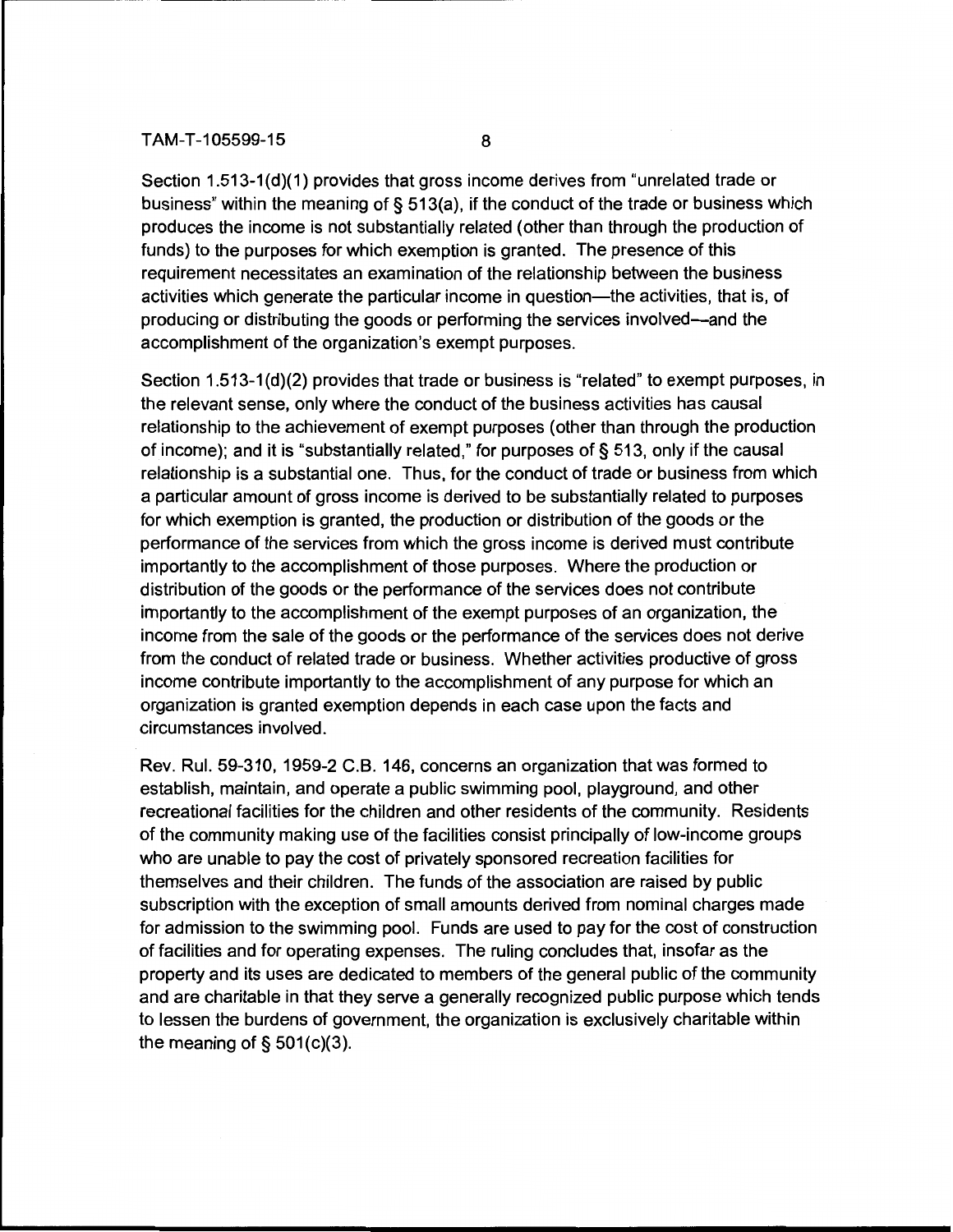Section 1.513-1(d)(1) provides that gross income derives from "unrelated trade or business" within the meaning of § 513(a), if the conduct of the trade or business which produces the income is not substantially related (other than through the production of funds) to the purposes for which exemption is granted. The presence of this requirement necessitates an examination of the relationship between the business activities which generate the particular income in question—the activities, that is, of producing or distributing the goods or performing the services involved—and the accomplishment of the organization's exempt purposes.

Section 1.513-1(d)(2) provides that trade or business is "related" to exempt purposes, in the relevant sense, only where the conduct of the business activities has causal relationship to the achievement of exempt purposes (other than through the production of income); and it is "substantially related," for purposes of § 513, only if the causal relationship is a substantial one. Thus, for the conduct of trade or business from which a particular amount of gross income is derived to be substantially related to purposes for which exemption is granted, the production or distribution of the goods or the performance of the services from which the gross income is derived must contribute importantly to the accomplishment of those purposes. Where the production or distribution of the goods or the performance of the services does not contribute importantly to the accomplishment of the exempt purposes of an organization, the income from the sale of the goods or the performance of the services does not derive from the conduct of related trade or business. Whether activities productive of gross income contribute importantly to the accomplishment of any purpose for which an organization is granted exemption depends in each case upon the facts and circumstances involved.

Rev. Rul. 59-310, 1959-2 C.B. 146, concerns an organization that was formed to establish, maintain, and operate a public swimming pool, playground, and other recreational facilities for the children and other residents of the community. Residents of the community making use of the facilities consist principally of low-income groups who are unable to pay the cost of privately sponsored recreation facilities for themselves and their children. The funds of the association are raised by public subscription with the exception of small amounts derived from nominal charges made for admission to the swimming pool. Funds are used to pay for the cost of construction of facilities and for operating expenses. The ruling concludes that, insofar as the property and its uses are dedicated to members of the general public of the community and are charitable in that they serve a generally recognized public purpose which tends to lessen the burdens of government, the organization is exclusively charitable within the meaning of § 501(c)(3).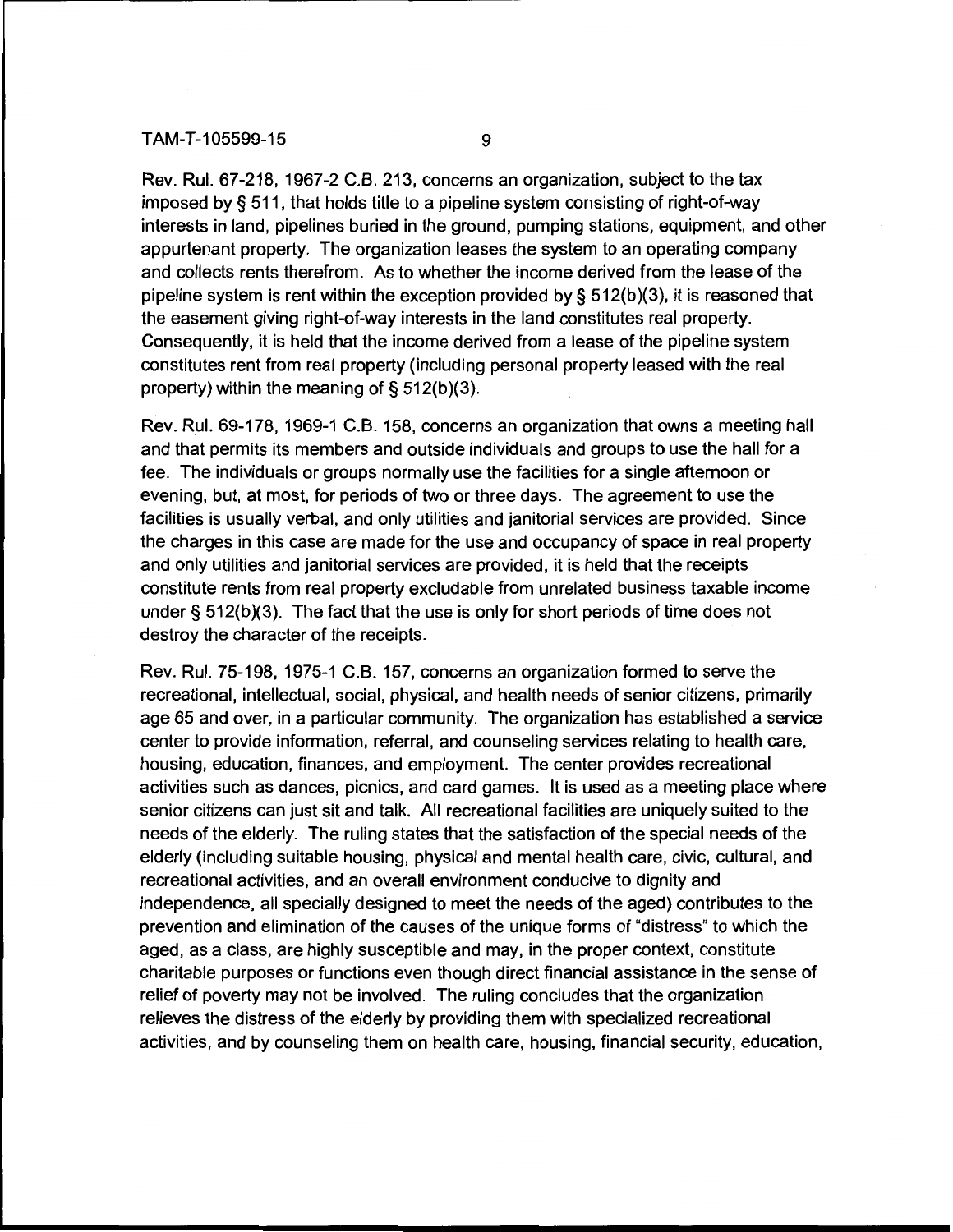Rev. Rul. 67-218, 1967-2 C.B. 213, concerns an organization, subject to the tax imposed by § 511, that holds title to a pipeline system consisting of right-of-way interests in land, pipelines buried in the ground, pumping stations, equipment, and other appurtenant property. The organization leases the system to an operating company and collects rents therefrom. As to whether the income derived from the lease of the pipeline system is rent within the exception provided by § 512(b)(3), it is reasoned that the easement giving right-of-way interests in the land constitutes real property. Consequently, it is held that the income derived from a lease of the pipeline system constitutes rent from real property (including personal property leased with the real property) within the meaning of § 512(b)(3).

Rev. Rul. 69-178, 1969-1 C.B. 158, concerns an organization that owns a meeting hall and that permits its members and outside individuals and groups to use the hall for a fee. The individuals or groups normally use the facilities for a single afternoon or evening, but, at most, for periods of two or three days. The agreement to use the facilities is usually verbal, and only utilities and janitorial services are provided. Since the charges in this case are made for the use and occupancy of space in real property and only utilities and janitorial services are provided, it is held that the receipts constitute rents from real property excludable from unrelated business taxable income under § 512(b)(3). The fact that the use is only for short periods of time does not destroy the character of the receipts.

Rev. Rul. 75-198, 1975-1 C.B. 157, concerns an organization formed to serve the recreational, intellectual, social, physical, and health needs of senior citizens, primarily age 65 and over, in a particular community. The organization has established a service center to provide information, referral, and counseling services relating to health care, housing, education, finances, and employment. The center provides recreational activities such as dances, picnics, and card games. It is used as a meeting place where senior citizens can just sit and talk. All recreational facilities are uniquely suited to the needs of the elderly. The ruling states that the satisfaction of the special needs of the elderly (including suitable housing, physical and mental health care, civic, cultural, and recreational activities, and an overall environment conducive to dignity and independence, all specially designed to meet the needs of the aged) contributes to the prevention and elimination of the causes of the unique forms of "distress" to which the aged, as a class, are highly susceptible and may, in the proper context, constitute charitable purposes or functions even though direct financial assistance in the sense of relief of poverty may not be involved. The ruling concludes that the organization relieves the distress of the elderly by providing them with specialized recreational activities, and by counseling them on health care, housing, financial security, education,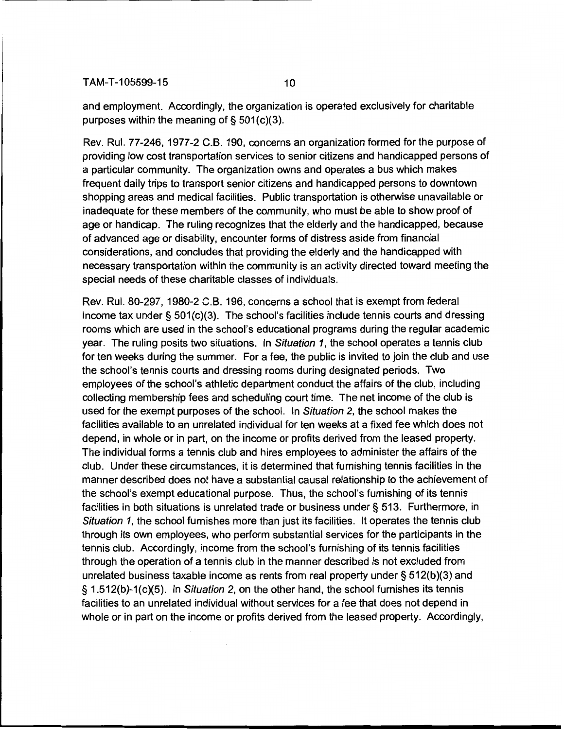and employment. Accordingly, the organization is operated exclusively for charitable purposes within the meaning of § 501(c)(3).

Rev. Rul. 77-246, 1977-2 C.B. 190, concerns an organization formed for the purpose of providing low cost transportation services to senior citizens and handicapped persons of a particular community. The organization owns and operates a bus which makes frequent daily trips to transport senior citizens and handicapped persons to downtown shopping areas and medical facilities. Public transportation is otherwise unavailable or inadequate for these members of the community, who must be able to show proof of age or handicap. The ruling recognizes that the elderly and the handicapped, because of advanced age or disability, encounter forms of distress aside from financial considerations, and concludes that providing the elderly and the handicapped with necessary transportation within the community is an activity directed toward meeting the special needs of these charitable classes of individuals.

Rev. Rul. 80-297, 1980-2 C.B. 196, concerns a school that is exempt from federal income tax under § 501(c)(3). The school's facilities include tennis courts and dressing rooms which are used in the school's educational programs during the regular academic year. The ruling posits two situations. In *Situation 1*, the school operates a tennis club for ten weeks during the summer. For a fee, the public is invited to join the club and use the school's tennis courts and dressing rooms during designated periods. Two employees of the school's athletic department conduct the affairs of the club, including collecting membership fees and scheduling court time. The net income of the club is used for the exempt purposes of the school. In *Situation 2*, the school makes the facilities available to an unrelated individual for ten weeks at a fixed fee which does not depend, in whole or in part, on the income or profits derived from the leased property. The individual forms a tennis club and hires employees to administer the affairs of the club. Under these circumstances, it is determined that furnishing tennis facilities in the manner described does not have a substantial causal relationship to the achievement of the school's exempt educational purpose. Thus, the school's furnishing of its tennis facilities in both situations is unrelated trade or business under § 513. Furthermore, in *Situation 1*, the school furnishes more than just its facilities. It operates the tennis club through its own employees, who perform substantial services for the participants in the tennis club. Accordingly, income from the school's furnishing of its tennis facilities through the operation of a tennis club in the manner described is not excluded from unrelated business taxable income as rents from real property under § 512(b)(3) and § 1.512(b)-1(c)(5). In *Situation 2*, on the other hand, the school furnishes its tennis facilities to an unrelated individual without services for a fee that does not depend in whole or in part on the income or profits derived from the leased property. Accordingly,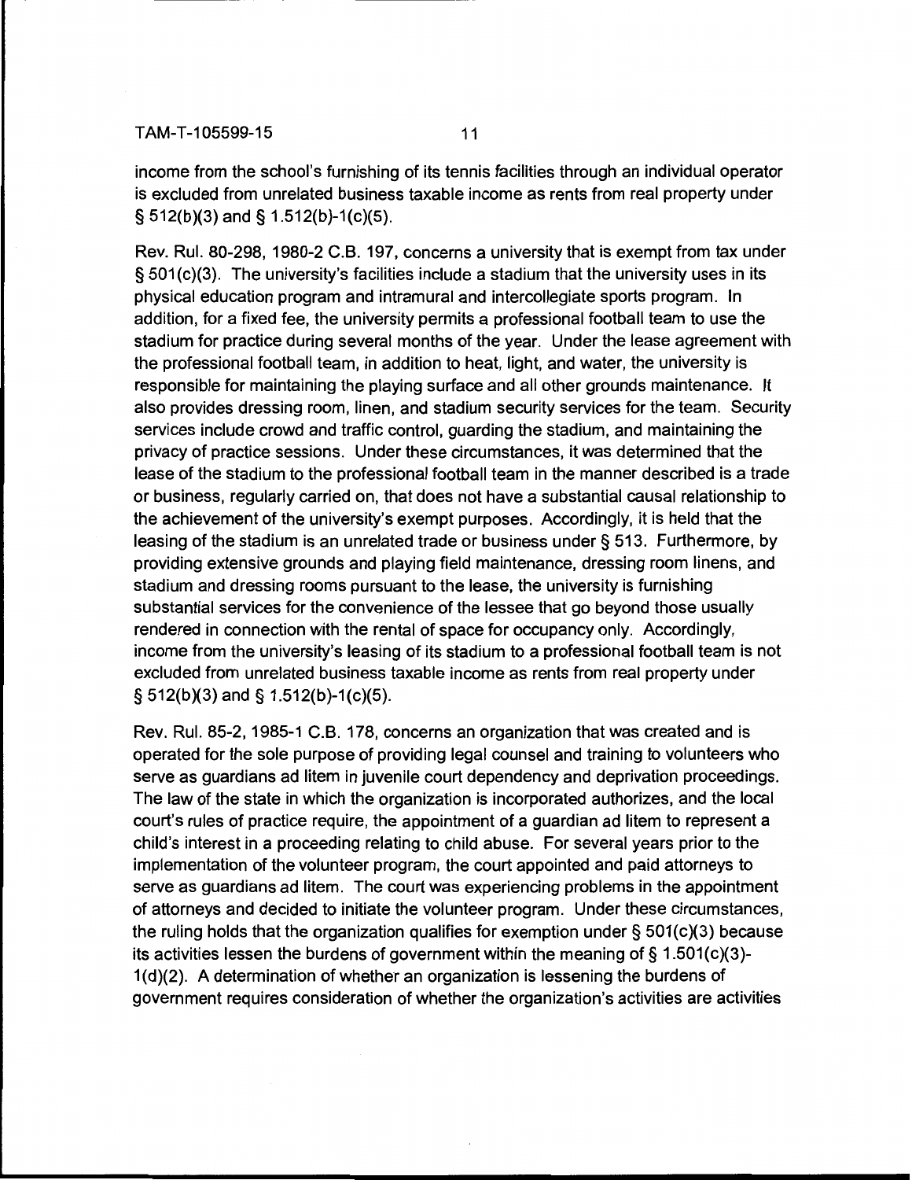income from the school's furnishing of its tennis facilities through an individual operator is excluded from unrelated business taxable income as rents from real property under § 512(b)(3) and § 1.512(b)-1(c)(5).

Rev. Rul. 80-298, 1980-2 C.B. 197, concerns a university that is exempt from tax under § 501(c)(3). The university's facilities include a stadium that the university uses in its physical education program and intramural and intercollegiate sports program. In addition, for a fixed fee, the university permits a professional football team to use the stadium for practice during several months of the year. Under the lease agreement with the professional football team, in addition to heat, light, and water, the university is responsible for maintaining the playing surface and all other grounds maintenance. It also provides dressing room, linen, and stadium security services for the team. Security services include crowd and traffic control, guarding the stadium, and maintaining the privacy of practice sessions. Under these circumstances, it was determined that the lease of the stadium to the professional football team in the manner described is a trade or business, regularly carried on, that does not have a substantial causal relationship to the achievement of the university's exempt purposes. Accordingly, it is held that the leasing of the stadium is an unrelated trade or business under § 513. Furthermore, by providing extensive grounds and playing field maintenance, dressing room linens, and stadium and dressing rooms pursuant to the lease, the university is furnishing substantial services for the convenience of the lessee that go beyond those usually rendered in connection with the rental of space for occupancy only. Accordingly, income from the university's leasing of its stadium to a professional football team is not excluded from unrelated business taxable income as rents from real property under § 512(b)(3) and § 1.512(b)-1(c)(5).

Rev. Rul. 85-2, 1985-1 C.B. 178, concerns an organization that was created and is operated for the sole purpose of providing legal counsel and training to volunteers who serve as guardians ad litem in juvenile court dependency and deprivation proceedings. The law of the state in which the organization is incorporated authorizes, and the local court's rules of practice require, the appointment of a guardian ad litem to represent a child's interest in a proceeding relating to child abuse. For several years prior to the implementation of the volunteer program, the court appointed and paid attorneys to serve as guardians ad litem. The court was experiencing problems in the appointment of attorneys and decided to initiate the volunteer program. Under these circumstances, the ruling holds that the organization qualifies for exemption under § 501(c)(3) because its activities lessen the burdens of government within the meaning of § 1.501(c)(3)-1(d)(2). A determination of whether an organization is lessening the burdens of government requires consideration of whether the organization's activities are activities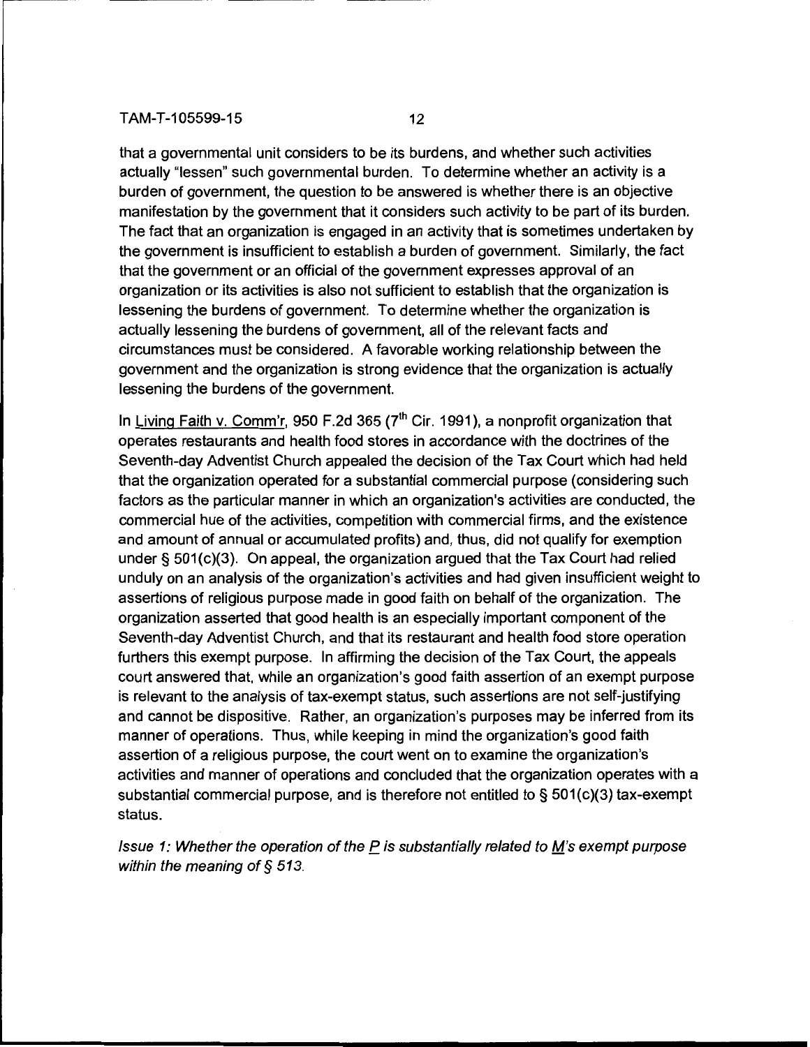that a governmental unit considers to be its burdens, and whether such activities actually "lessen" such governmental burden. To determine whether an activity is a burden of government, the question to be answered is whether there is an objective manifestation by the government that it considers such activity to be part of its burden. The fact that an organization is engaged in an activity that is sometimes undertaken by the government is insufficient to establish a burden of government. Similarly, the fact that the government or an official of the government expresses approval of an organization or its activities is also not sufficient to establish that the organization is lessening the burdens of government. To determine whether the organization is actually lessening the burdens of government, all of the relevant facts and circumstances must be considered. A favorable working relationship between the government and the organization is strong evidence that the organization is actually lessening the burdens of the government.

In Living Faith v. Comm'r, 950 F.2d 365 (7th Cir. 1991), a nonprofit organization that operates restaurants and health food stores in accordance with the doctrines of the Seventh-day Adventist Church appealed the decision of the Tax Court which had held that the organization operated for a substantial commercial purpose (considering such factors as the particular manner in which an organization's activities are conducted, the commercial hue of the activities, competition with commercial firms, and the existence and amount of annual or accumulated profits) and, thus, did not qualify for exemption under § 501(c)(3). On appeal, the organization argued that the Tax Court had relied unduly on an analysis of the organization's activities and had given insufficient weight to assertions of religious purpose made in good faith on behalf of the organization. The organization asserted that good health is an especially important component of the Seventh-day Adventist Church, and that its restaurant and health food store operation furthers this exempt purpose. In affirming the decision of the Tax Court, the appeals court answered that, while an organization's good faith assertion of an exempt purpose is relevant to the analysis of tax-exempt status, such assertions are not self-justifying and cannot be dispositive. Rather, an organization's purposes may be inferred from its manner of operations. Thus, while keeping in mind the organization's good faith assertion of a religious purpose, the court went on to examine the organization's activities and manner of operations and concluded that the organization operates with a substantial commercial purpose, and is therefore not entitled to § 501(c)(3) tax-exempt status.

*Issue 1: Whether the operation of the P is substantially related to M's exempt purpose within the meaning of § 513.*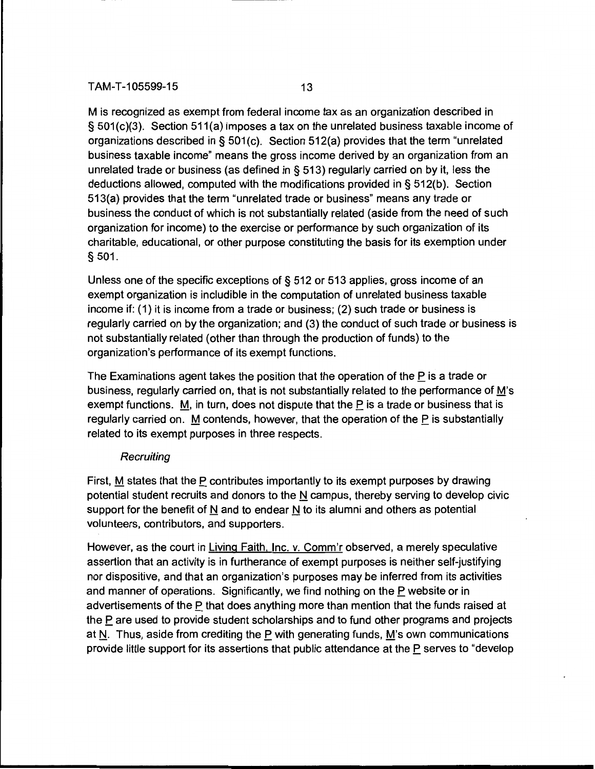M is recognized as exempt from federal income tax as an organization described in § 501(c)(3). Section 511(a) imposes a tax on the unrelated business taxable income of organizations described in § 501(c). Section 512(a) provides that the term "unrelated business taxable income" means the gross income derived by an organization from an unrelated trade or business (as defined in § 513) regularly carried on by it, less the deductions allowed, computed with the modifications provided in § 512(b). Section 513(a) provides that the term "unrelated trade or business" means any trade or business the conduct of which is not substantially related (aside from the need of such organization for income) to the exercise or performance by such organization of its charitable, educational, or other purpose constituting the basis for its exemption under § 501.

Unless one of the specific exceptions of § 512 or 513 applies, gross income of an exempt organization is includible in the computation of unrelated business taxable income if: (1) it is income from a trade or business; (2) such trade or business is regularly carried on by the organization; and (3) the conduct of such trade or business is not substantially related (other than through the production of funds) to the organization's performance of its exempt functions.

The Examinations agent takes the position that the operation of the P is a trade or business, regularly carried on, that is not substantially related to the performance of M's exempt functions. M, in turn, does not dispute that the P is a trade or business that is regularly carried on. M contends, however, that the operation of the P is substantially related to its exempt purposes in three respects.

*Recruiting*

First, M states that the P contributes importantly to its exempt purposes by drawing potential student recruits and donors to the N campus, thereby serving to develop civic support for the benefit of N and to endear N to its alumni and others as potential volunteers, contributors, and supporters.

However, as the court in Living Faith, Inc. v. Comm'r observed, a merely speculative assertion that an activity is in furtherance of exempt purposes is neither self-justifying nor dispositive, and that an organization's purposes may be inferred from its activities and manner of operations. Significantly, we find nothing on the P website or in advertisements of the P that does anything more than mention that the funds raised at the P are used to provide student scholarships and to fund other programs and projects at N. Thus, aside from crediting the P with generating funds, M's own communications provide little support for its assertions that public attendance at the P serves to "develop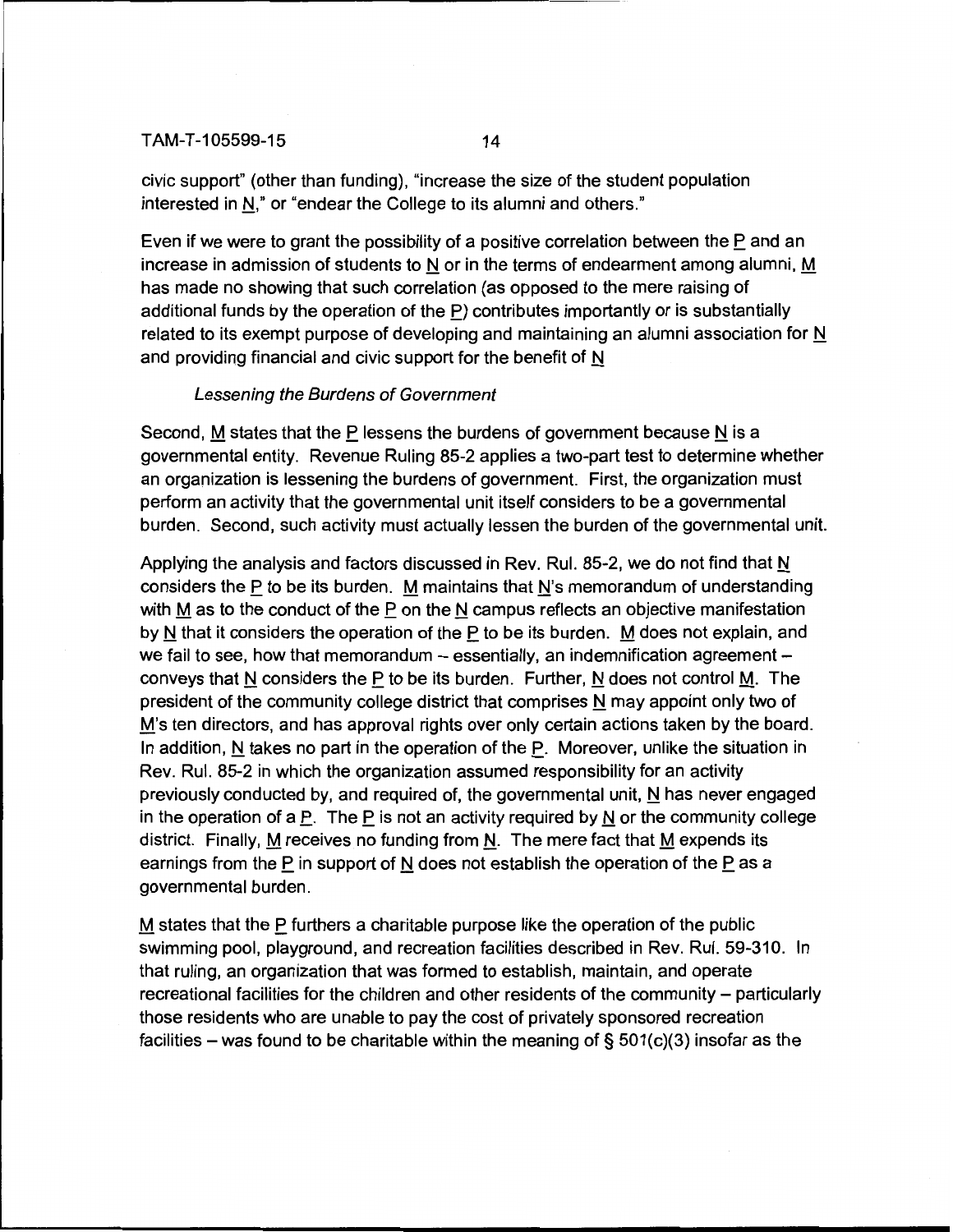civic support" (other than funding), "increase the size of the student population interested in N," or "endear the College to its alumni and others."

Even if we were to grant the possibility of a positive correlation between the P and an increase in admission of students to N or in the terms of endearment among alumni, M has made no showing that such correlation (as opposed to the mere raising of additional funds by the operation of the P) contributes importantly or is substantially related to its exempt purpose of developing and maintaining an alumni association for N and providing financial and civic support for the benefit of N

*Lessening the Burdens of Government*

Second, M states that the P lessens the burdens of government because N is a governmental entity. Revenue Ruling 85-2 applies a two-part test to determine whether an organization is lessening the burdens of government. First, the organization must perform an activity that the governmental unit itself considers to be a governmental burden. Second, such activity must actually lessen the burden of the governmental unit.

Applying the analysis and factors discussed in Rev. Rul. 85-2, we do not find that N considers the P to be its burden. M maintains that N's memorandum of understanding with M as to the conduct of the P on the N campus reflects an objective manifestation by N that it considers the operation of the P to be its burden. M does not explain, and we fail to see, how that memorandum -- essentially, an indemnification agreement -- conveys that N considers the P to be its burden. Further, N does not control M. The president of the community college district that comprises N may appoint only two of M's ten directors, and has approval rights over only certain actions taken by the board. In addition, N takes no part in the operation of the P. Moreover, unlike the situation in Rev. Rul. 85-2 in which the organization assumed responsibility for an activity previously conducted by, and required of, the governmental unit, N has never engaged in the operation of a P. The P is not an activity required by N or the community college district. Finally, M receives no funding from N. The mere fact that M expends its earnings from the P in support of N does not establish the operation of the P as a governmental burden.

M states that the P furthers a charitable purpose like the operation of the public swimming pool, playground, and recreation facilities described in Rev. Rul. 59-310. In that ruling, an organization that was formed to establish, maintain, and operate recreational facilities for the children and other residents of the community – particularly those residents who are unable to pay the cost of privately sponsored recreation facilities – was found to be charitable within the meaning of § 501(c)(3) insofar as the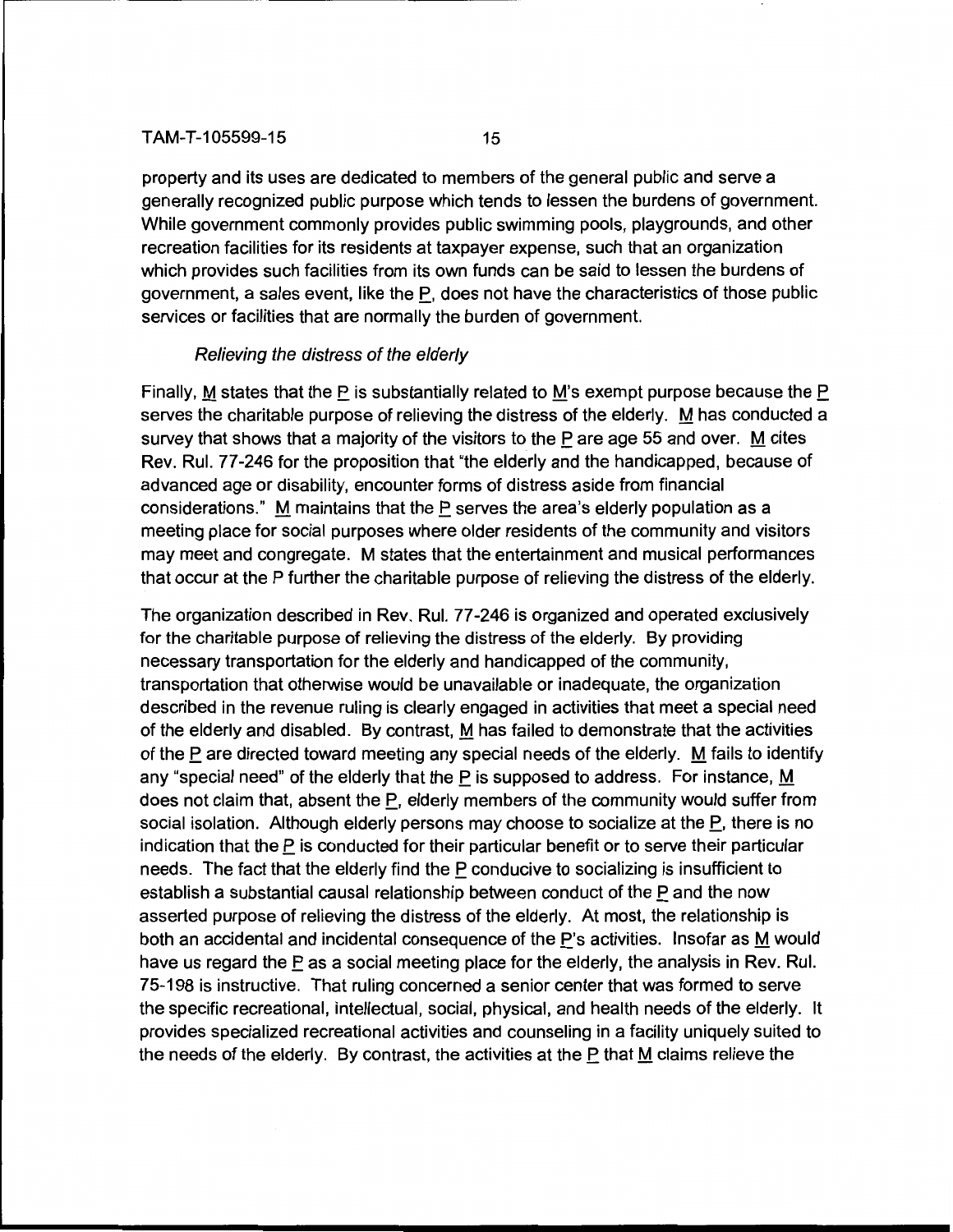property and its uses are dedicated to members of the general public and serve a generally recognized public purpose which tends to lessen the burdens of government. While government commonly provides public swimming pools, playgrounds, and other recreation facilities for its residents at taxpayer expense, such that an organization which provides such facilities from its own funds can be said to lessen the burdens of government, a sales event, like the P, does not have the characteristics of those public services or facilities that are normally the burden of government.

*Relieving the distress of the elderly*

Finally, M states that the P is substantially related to M's exempt purpose because the P serves the charitable purpose of relieving the distress of the elderly. M has conducted a survey that shows that a majority of the visitors to the P are age 55 and over. M cites Rev. Rul. 77-246 for the proposition that "the elderly and the handicapped, because of advanced age or disability, encounter forms of distress aside from financial considerations." M maintains that the P serves the area's elderly population as a meeting place for social purposes where older residents of the community and visitors may meet and congregate. M states that the entertainment and musical performances that occur at the P further the charitable purpose of relieving the distress of the elderly.

The organization described in Rev. Rul. 77-246 is organized and operated exclusively for the charitable purpose of relieving the distress of the elderly. By providing necessary transportation for the elderly and handicapped of the community, transportation that otherwise would be unavailable or inadequate, the organization described in the revenue ruling is clearly engaged in activities that meet a special need of the elderly and disabled. By contrast, M has failed to demonstrate that the activities of the P are directed toward meeting any special needs of the elderly. M fails to identify any "special need" of the elderly that the P is supposed to address. For instance, M does not claim that, absent the P, elderly members of the community would suffer from social isolation. Although elderly persons may choose to socialize at the P, there is no indication that the P is conducted for their particular benefit or to serve their particular needs. The fact that the elderly find the P conducive to socializing is insufficient to establish a substantial causal relationship between conduct of the P and the now asserted purpose of relieving the distress of the elderly. At most, the relationship is both an accidental and incidental consequence of the P's activities. Insofar as M would have us regard the P as a social meeting place for the elderly, the analysis in Rev. Rul. 75-198 is instructive. That ruling concerned a senior center that was formed to serve the specific recreational, intellectual, social, physical, and health needs of the elderly. It provides specialized recreational activities and counseling in a facility uniquely suited to the needs of the elderly. By contrast, the activities at the P that M claims relieve the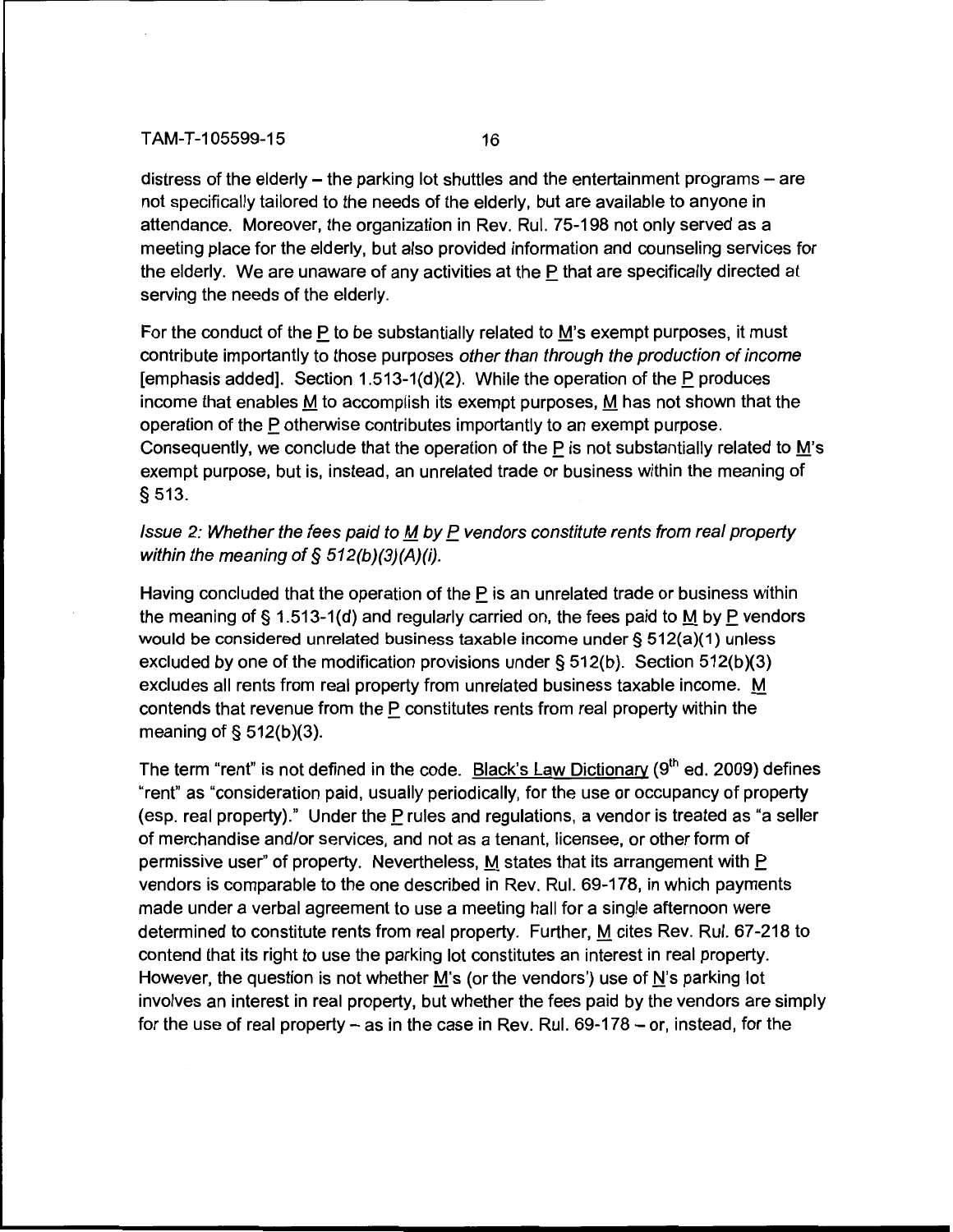distress of the elderly – the parking lot shuttles and the entertainment programs – are not specifically tailored to the needs of the elderly, but are available to anyone in attendance. Moreover, the organization in Rev. Rul. 75-198 not only served as a meeting place for the elderly, but also provided information and counseling services for the elderly. We are unaware of any activities at the P that are specifically directed at serving the needs of the elderly.

For the conduct of the P to be substantially related to M's exempt purposes, it must contribute importantly to those purposes *other than through the production of income* [emphasis added]. Section 1.513-1(d)(2). While the operation of the P produces income that enables M to accomplish its exempt purposes, M has not shown that the operation of the P otherwise contributes importantly to an exempt purpose. Consequently, we conclude that the operation of the P is not substantially related to M's exempt purpose, but is, instead, an unrelated trade or business within the meaning of § 513.

*Issue 2: Whether the fees paid to M by P vendors constitute rents from real property within the meaning of § 512(b)(3)(A)(i).*

Having concluded that the operation of the P is an unrelated trade or business within the meaning of § 1.513-1(d) and regularly carried on, the fees paid to M by P vendors would be considered unrelated business taxable income under § 512(a)(1) unless excluded by one of the modification provisions under § 512(b). Section 512(b)(3) excludes all rents from real property from unrelated business taxable income. M contends that revenue from the P constitutes rents from real property within the meaning of § 512(b)(3).

The term "rent" is not defined in the code. Black's Law Dictionary (9th ed. 2009) defines "rent" as "consideration paid, usually periodically, for the use or occupancy of property (esp. real property)." Under the P rules and regulations, a vendor is treated as "a seller of merchandise and/or services, and not as a tenant, licensee, or other form of permissive user" of property. Nevertheless, M states that its arrangement with P vendors is comparable to the one described in Rev. Rul. 69-178, in which payments made under a verbal agreement to use a meeting hall for a single afternoon were determined to constitute rents from real property. Further, M cites Rev. Rul. 67-218 to contend that its right to use the parking lot constitutes an interest in real property. However, the question is not whether M's (or the vendors') use of N's parking lot involves an interest in real property, but whether the fees paid by the vendors are simply for the use of real property – as in the case in Rev. Rul. 69-178 – or, instead, for the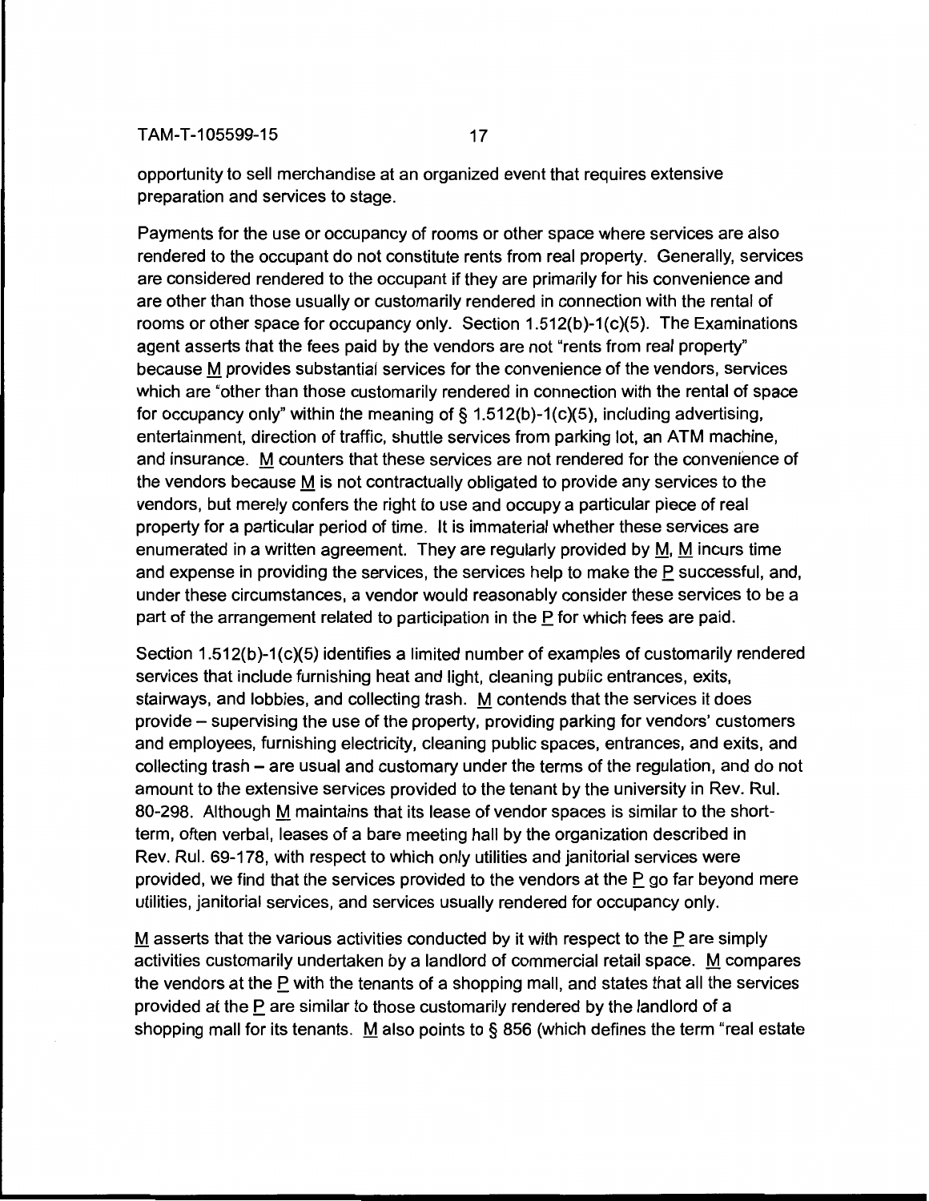opportunity to sell merchandise at an organized event that requires extensive preparation and services to stage.

Payments for the use or occupancy of rooms or other space where services are also rendered to the occupant do not constitute rents from real property. Generally, services are considered rendered to the occupant if they are primarily for his convenience and are other than those usually or customarily rendered in connection with the rental of rooms or other space for occupancy only. Section 1.512(b)-1(c)(5). The Examinations agent asserts that the fees paid by the vendors are not "rents from real property" because M provides substantial services for the convenience of the vendors, services which are "other than those customarily rendered in connection with the rental of space for occupancy only" within the meaning of § 1.512(b)-1(c)(5), including advertising, entertainment, direction of traffic, shuttle services from parking lot, an ATM machine, and insurance. M counters that these services are not rendered for the convenience of the vendors because M is not contractually obligated to provide any services to the vendors, but merely confers the right to use and occupy a particular piece of real property for a particular period of time. It is immaterial whether these services are enumerated in a written agreement. They are regularly provided by M, M incurs time and expense in providing the services, the services help to make the P successful, and, under these circumstances, a vendor would reasonably consider these services to be a part of the arrangement related to participation in the P for which fees are paid.

Section 1.512(b)-1(c)(5) identifies a limited number of examples of customarily rendered services that include furnishing heat and light, cleaning public entrances, exits, stairways, and lobbies, and collecting trash. M contends that the services it does provide – supervising the use of the property, providing parking for vendors' customers and employees, furnishing electricity, cleaning public spaces, entrances, and exits, and collecting trash – are usual and customary under the terms of the regulation, and do not amount to the extensive services provided to the tenant by the university in Rev. Rul. 80-298. Although M maintains that its lease of vendor spaces is similar to the short-term, often verbal, leases of a bare meeting hall by the organization described in Rev. Rul. 69-178, with respect to which only utilities and janitorial services were provided, we find that the services provided to the vendors at the P go far beyond mere utilities, janitorial services, and services usually rendered for occupancy only.

M asserts that the various activities conducted by it with respect to the P are simply activities customarily undertaken by a landlord of commercial retail space. M compares the vendors at the P with the tenants of a shopping mall, and states that all the services provided at the P are similar to those customarily rendered by the landlord of a shopping mall for its tenants. M also points to § 856 (which defines the term "real estate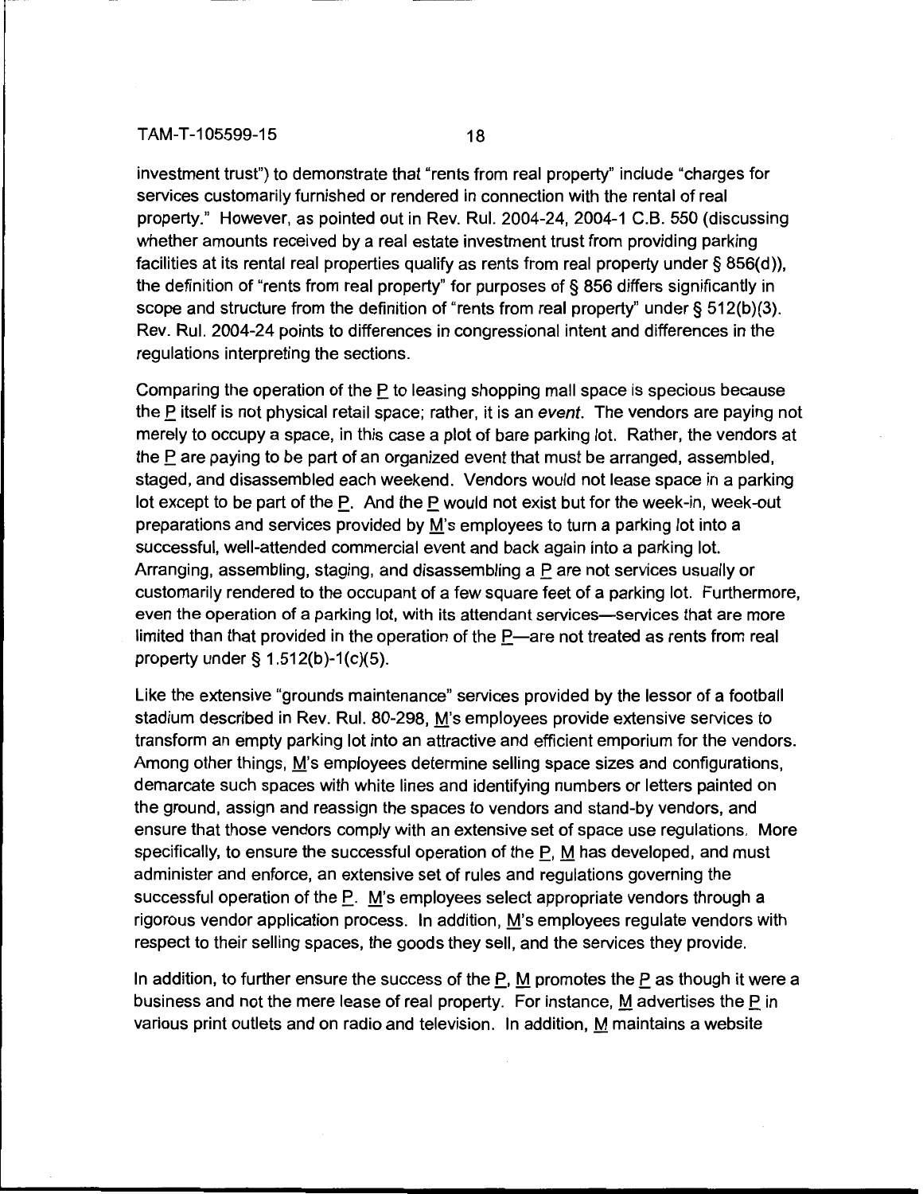investment trust") to demonstrate that "rents from real property" include "charges for services customarily furnished or rendered in connection with the rental of real property." However, as pointed out in Rev. Rul. 2004-24, 2004-1 C.B. 550 (discussing whether amounts received by a real estate investment trust from providing parking facilities at its rental real properties qualify as rents from real property under § 856(d)), the definition of "rents from real property" for purposes of § 856 differs significantly in scope and structure from the definition of "rents from real property" under § 512(b)(3). Rev. Rul. 2004-24 points to differences in congressional intent and differences in the regulations interpreting the sections.

Comparing the operation of the P to leasing shopping mall space is specious because the P itself is not physical retail space; rather, it is an *event*. The vendors are paying not merely to occupy a space, in this case a plot of bare parking lot. Rather, the vendors at the P are paying to be part of an organized event that must be arranged, assembled, staged, and disassembled each weekend. Vendors would not lease space in a parking lot except to be part of the P. And the P would not exist but for the week-in, week-out preparations and services provided by M's employees to turn a parking lot into a successful, well-attended commercial event and back again into a parking lot. Arranging, assembling, staging, and disassembling a P are not services usually or customarily rendered to the occupant of a few square feet of a parking lot. Furthermore, even the operation of a parking lot, with its attendant services—services that are more limited than that provided in the operation of the P—are not treated as rents from real property under § 1.512(b)-1(c)(5).

Like the extensive "grounds maintenance" services provided by the lessor of a football stadium described in Rev. Rul. 80-298, M's employees provide extensive services to transform an empty parking lot into an attractive and efficient emporium for the vendors. Among other things, M's employees determine selling space sizes and configurations, demarcate such spaces with white lines and identifying numbers or letters painted on the ground, assign and reassign the spaces to vendors and stand-by vendors, and ensure that those vendors comply with an extensive set of space use regulations. More specifically, to ensure the successful operation of the P, M has developed, and must administer and enforce, an extensive set of rules and regulations governing the successful operation of the P. M's employees select appropriate vendors through a rigorous vendor application process. In addition, M's employees regulate vendors with respect to their selling spaces, the goods they sell, and the services they provide.

In addition, to further ensure the success of the P, M promotes the P as though it were a business and not the mere lease of real property. For instance, M advertises the P in various print outlets and on radio and television. In addition, M maintains a website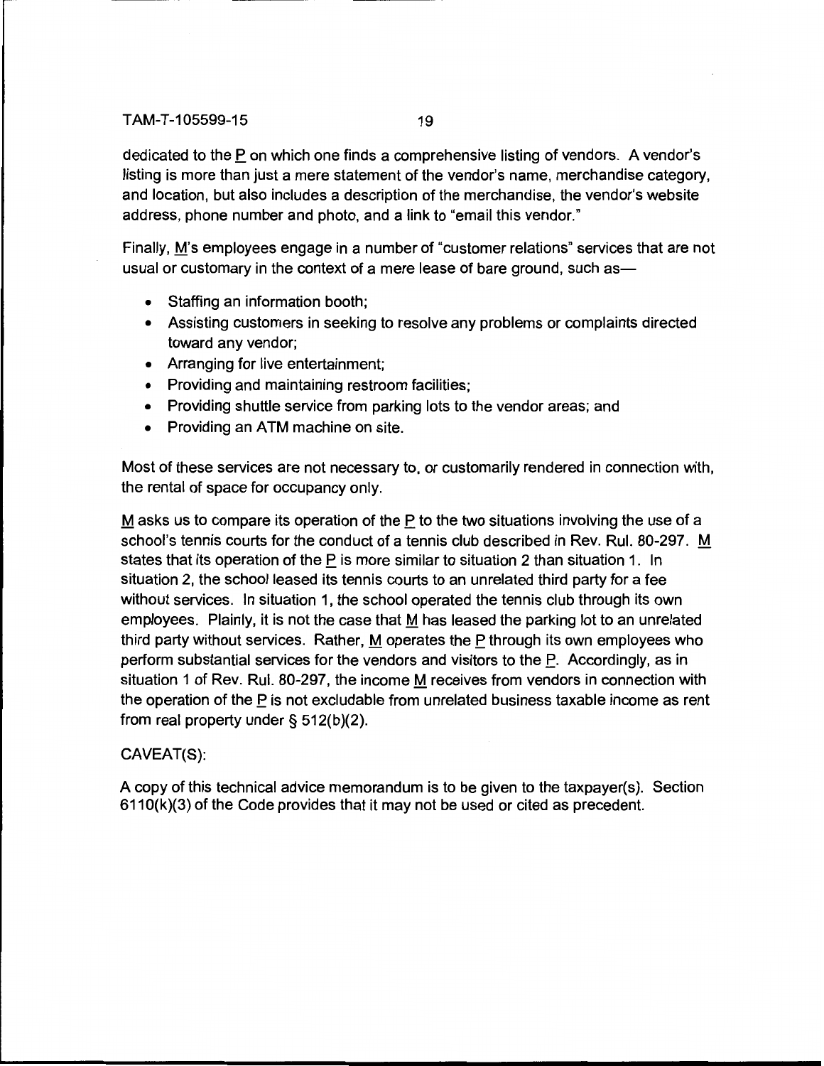dedicated to the P on which one finds a comprehensive listing of vendors. A vendor's listing is more than just a mere statement of the vendor's name, merchandise category, and location, but also includes a description of the merchandise, the vendor's website address, phone number and photo, and a link to "email this vendor."

Finally, M's employees engage in a number of "customer relations" services that are not usual or customary in the context of a mere lease of bare ground, such as—

- Staffing an information booth;
- Assisting customers in seeking to resolve any problems or complaints directed toward any vendor;
- Arranging for live entertainment;
- Providing and maintaining restroom facilities;
- Providing shuttle service from parking lots to the vendor areas; and
- Providing an ATM machine on site.

Most of these services are not necessary to, or customarily rendered in connection with, the rental of space for occupancy only.

M asks us to compare its operation of the P to the two situations involving the use of a school's tennis courts for the conduct of a tennis club described in Rev. Rul. 80-297. M states that its operation of the P is more similar to situation 2 than situation 1. In situation 2, the school leased its tennis courts to an unrelated third party for a fee without services. In situation 1, the school operated the tennis club through its own employees. Plainly, it is not the case that M has leased the parking lot to an unrelated third party without services. Rather, M operates the P through its own employees who perform substantial services for the vendors and visitors to the P. Accordingly, as in situation 1 of Rev. Rul. 80-297, the income M receives from vendors in connection with the operation of the P is not excludable from unrelated business taxable income as rent from real property under § 512(b)(2).

CAVEAT(S):

A copy of this technical advice memorandum is to be given to the taxpayer(s). Section 6110(k)(3) of the Code provides that it may not be used or cited as precedent.